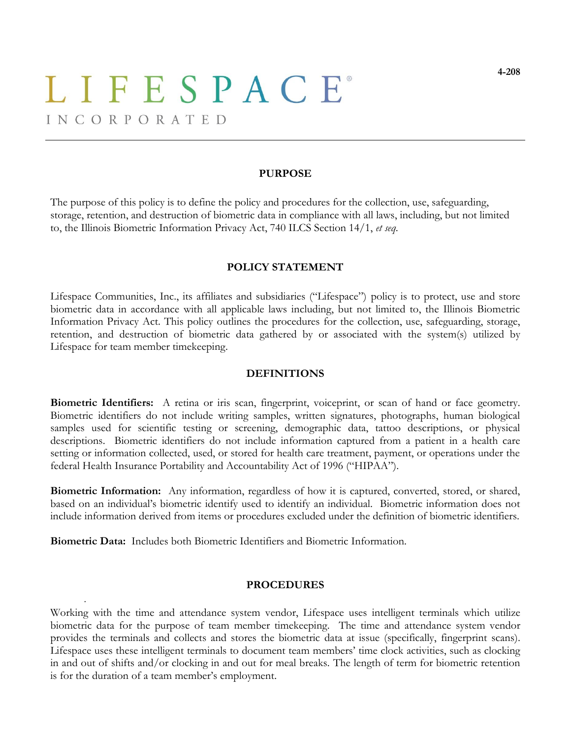# LIFESPACE

INCORPORATED

4-208

## PURPOSE

The purpose of this policy is to define the policy and procedures for the collection, use, safeguarding, storage, retention, and destruction of biometric data in compliance with all laws, including, but not limited to, the Illinois Biometric Information Privacy Act, 740 ILCS Section 14/1, *et seq*.

## POLICY STATEMENT

Lifespace Communities, Inc., its affiliates and subsidiaries ("Lifespace") policy is to protect, use and store biometric data in accordance with all applicable laws including, but not limited to, the Illinois Biometric Information Privacy Act. This policy outlines the procedures for the collection, use, safeguarding, storage, retention, and destruction of biometric data gathered by or associated with the system(s) utilized by Lifespace for team member timekeeping.

## DEFINITIONS

**Biometric Identifiers:** A retina or iris scan, fingerprint, voiceprint, or scan of hand or face geometry. Biometric identifiers do not include writing samples, written signatures, photographs, human biological samples used for scientific testing or screening, demographic data, tattoo descriptions, or physical descriptions. Biometric identifiers do not include information captured from a patient in a health care setting or information collected, used, or stored for health care treatment, payment, or operations under the federal Health Insurance Portability and Accountability Act of 1996 ("HIPAA").

**Biometric Information:** Any information, regardless of how it is captured, converted, stored, or shared, based on an individual's biometric identify used to identify an individual. Biometric information does not include information derived from items or procedures excluded under the definition of biometric identifiers.

**Biometric Data:** Includes both Biometric Identifiers and Biometric Information.

## PROCEDURES

Working with the time and attendance system vendor, Lifespace uses intelligent terminals which utilize biometric data for the purpose of team member timekeeping. The time and attendance system vendor provides the terminals and collects and stores the biometric data at issue (specifically, fingerprint scans). Lifespace uses these intelligent terminals to document team members' time clock activities, such as clocking in and out of shifts and/or clocking in and out for meal breaks. The length of term for biometric retention is for the duration of a team member's employment.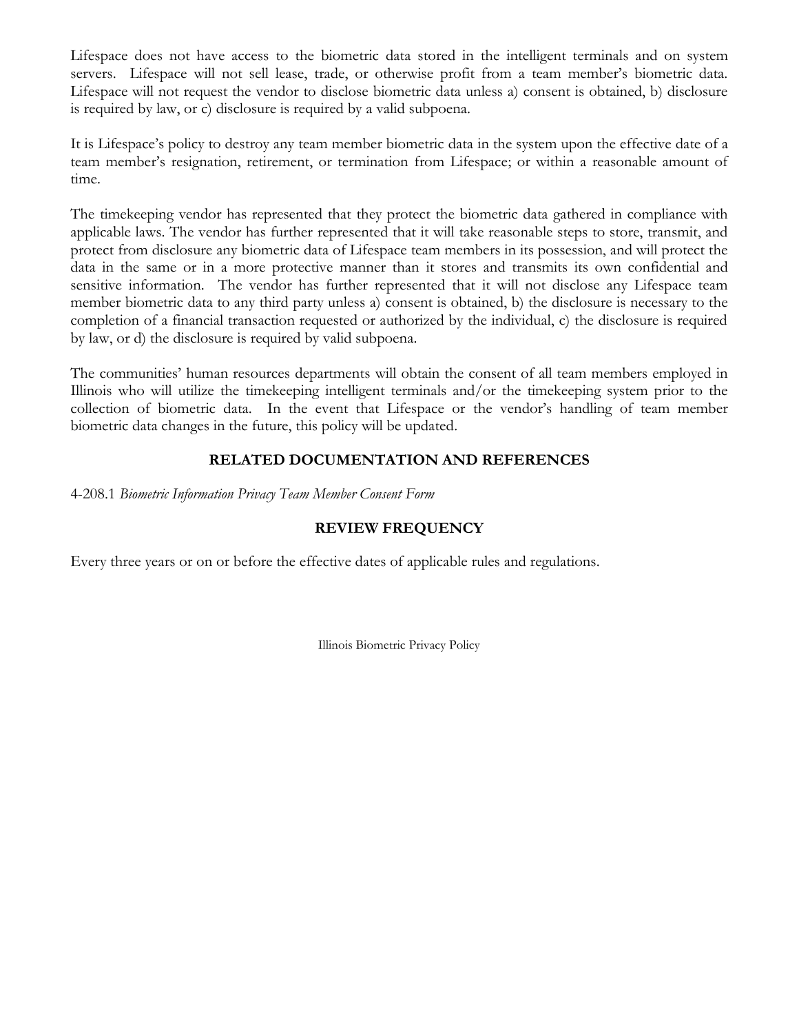Lifespace does not have access to the biometric data stored in the intelligent terminals and on system servers. Lifespace will not sell lease, trade, or otherwise profit from a team member's biometric data. Lifespace will not request the vendor to disclose biometric data unless a) consent is obtained, b) disclosure is required by law, or c) disclosure is required by a valid subpoena.

It is Lifespace's policy to destroy any team member biometric data in the system upon the effective date of a team member's resignation, retirement, or termination from Lifespace; or within a reasonable amount of time.

The timekeeping vendor has represented that they protect the biometric data gathered in compliance with applicable laws. The vendor has further represented that it will take reasonable steps to store, transmit, and protect from disclosure any biometric data of Lifespace team members in its possession, and will protect the data in the same or in a more protective manner than it stores and transmits its own confidential and sensitive information. The vendor has further represented that it will not disclose any Lifespace team member biometric data to any third party unless a) consent is obtained, b) the disclosure is necessary to the completion of a financial transaction requested or authorized by the individual, c) the disclosure is required by law, or d) the disclosure is required by valid subpoena.

The communities' human resources departments will obtain the consent of all team members employed in Illinois who will utilize the timekeeping intelligent terminals and/or the timekeeping system prior to the collection of biometric data. In the event that Lifespace or the vendor's handling of team member biometric data changes in the future, this policy will be updated.

## RELATED DOCUMENTATION AND REFERENCES

4-208.1 *Biometric Information Privacy Team Member Consent Form*

## REVIEW FREQUENCY

Every three years or on or before the effective dates of applicable rules and regulations.